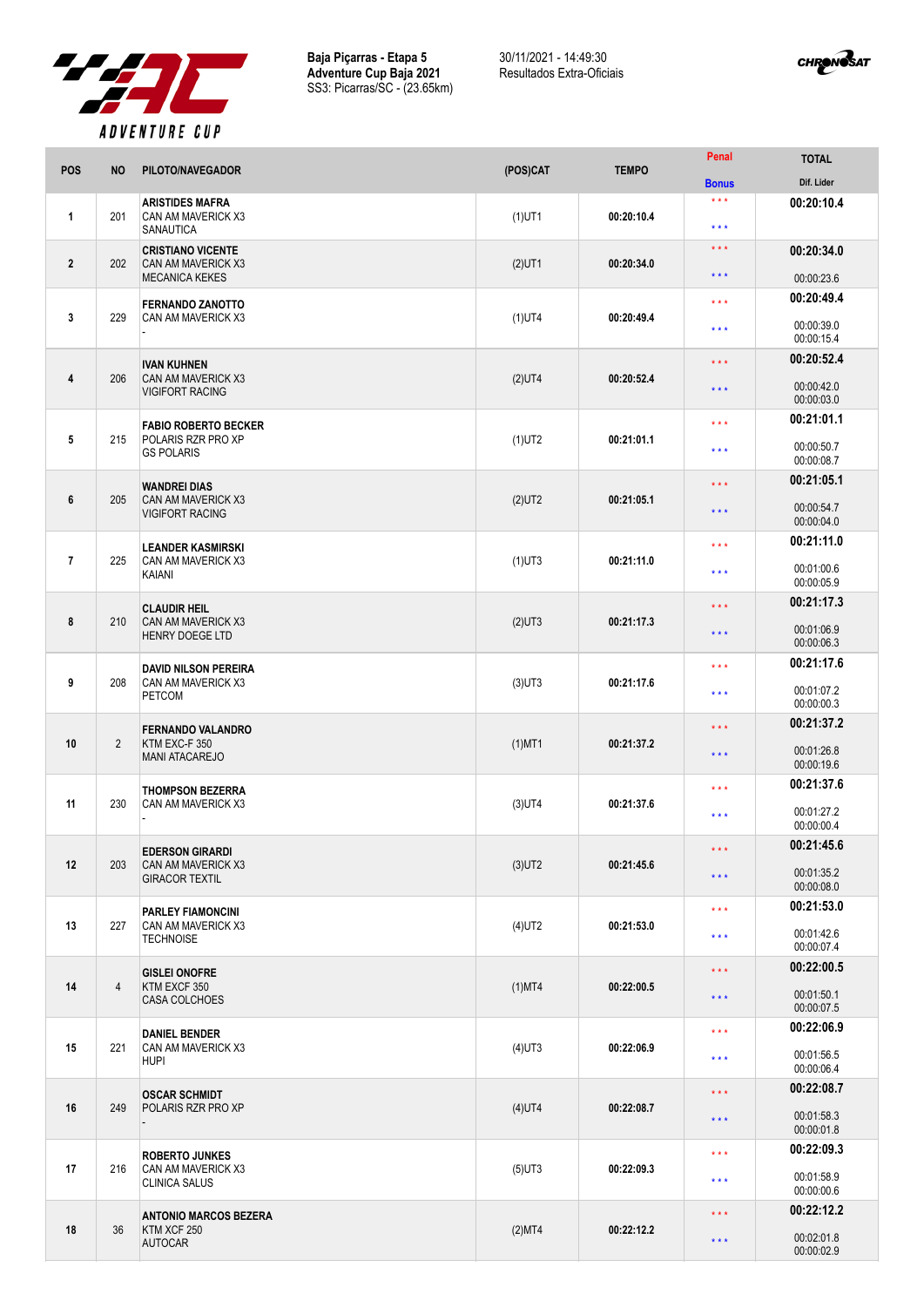**Baja Piçarras - Etapa 5**
**Adventure Cup Baja 2021**
SS3: Picarras/SC - (23.65km)

30/11/2021 - 14:49:30
Resultados Extra-Oficiais

| POS | NO | PILOTO/NAVEGADOR | (POS)CAT | TEMPO | Penal / Bonus | TOTAL / Dif. Lider |
|---|---|---|---|---|---|---|
| 1 | 201 | **ARISTIDES MAFRA** CAN AM MAVERICK X3 SANAUTICA | (1)UT1 | **00:20:10.4** | \*\*\* / \*\*\* | **00:20:10.4** |
| 2 | 202 | **CRISTIANO VICENTE** CAN AM MAVERICK X3 MECANICA KEKES | (2)UT1 | **00:20:34.0** | \*\*\* / \*\*\* | **00:20:34.0** 00:00:23.6 |
| 3 | 229 | **FERNANDO ZANOTTO** CAN AM MAVERICK X3 - | (1)UT4 | **00:20:49.4** | \*\*\* / \*\*\* | **00:20:49.4** 00:00:39.0 00:00:15.4 |
| 4 | 206 | **IVAN KUHNEN** CAN AM MAVERICK X3 VIGIFORT RACING | (2)UT4 | **00:20:52.4** | \*\*\* / \*\*\* | **00:20:52.4** 00:00:42.0 00:00:03.0 |
| 5 | 215 | **FABIO ROBERTO BECKER** POLARIS RZR PRO XP GS POLARIS | (1)UT2 | **00:21:01.1** | \*\*\* / \*\*\* | **00:21:01.1** 00:00:50.7 00:00:08.7 |
| 6 | 205 | **WANDREI DIAS** CAN AM MAVERICK X3 VIGIFORT RACING | (2)UT2 | **00:21:05.1** | \*\*\* / \*\*\* | **00:21:05.1** 00:00:54.7 00:00:04.0 |
| 7 | 225 | **LEANDER KASMIRSKI** CAN AM MAVERICK X3 KAIANI | (1)UT3 | **00:21:11.0** | \*\*\* / \*\*\* | **00:21:11.0** 00:01:00.6 00:00:05.9 |
| 8 | 210 | **CLAUDIR HEIL** CAN AM MAVERICK X3 HENRY DOEGE LTD | (2)UT3 | **00:21:17.3** | \*\*\* / \*\*\* | **00:21:17.3** 00:01:06.9 00:00:06.3 |
| 9 | 208 | **DAVID NILSON PEREIRA** CAN AM MAVERICK X3 PETCOM | (3)UT3 | **00:21:17.6** | \*\*\* / \*\*\* | **00:21:17.6** 00:01:07.2 00:00:00.3 |
| 10 | 2 | **FERNANDO VALANDRO** KTM EXC-F 350 MANI ATACAREJO | (1)MT1 | **00:21:37.2** | \*\*\* / \*\*\* | **00:21:37.2** 00:01:26.8 00:00:19.6 |
| 11 | 230 | **THOMPSON BEZERRA** CAN AM MAVERICK X3 - | (3)UT4 | **00:21:37.6** | \*\*\* / \*\*\* | **00:21:37.6** 00:01:27.2 00:00:00.4 |
| 12 | 203 | **EDERSON GIRARDI** CAN AM MAVERICK X3 GIRACOR TEXTIL | (3)UT2 | **00:21:45.6** | \*\*\* / \*\*\* | **00:21:45.6** 00:01:35.2 00:00:08.0 |
| 13 | 227 | **PARLEY FIAMONCINI** CAN AM MAVERICK X3 TECHNOISE | (4)UT2 | **00:21:53.0** | \*\*\* / \*\*\* | **00:21:53.0** 00:01:42.6 00:00:07.4 |
| 14 | 4 | **GISLEI ONOFRE** KTM EXCF 350 CASA COLCHOES | (1)MT4 | **00:22:00.5** | \*\*\* / \*\*\* | **00:22:00.5** 00:01:50.1 00:00:07.5 |
| 15 | 221 | **DANIEL BENDER** CAN AM MAVERICK X3 HUPI | (4)UT3 | **00:22:06.9** | \*\*\* / \*\*\* | **00:22:06.9** 00:01:56.5 00:00:06.4 |
| 16 | 249 | **OSCAR SCHMIDT** POLARIS RZR PRO XP - | (4)UT4 | **00:22:08.7** | \*\*\* / \*\*\* | **00:22:08.7** 00:01:58.3 00:00:01.8 |
| 17 | 216 | **ROBERTO JUNKES** CAN AM MAVERICK X3 CLINICA SALUS | (5)UT3 | **00:22:09.3** | \*\*\* / \*\*\* | **00:22:09.3** 00:01:58.9 00:00:00.6 |
| 18 | 36 | **ANTONIO MARCOS BEZERA** KTM XCF 250 AUTOCAR | (2)MT4 | **00:22:12.2** | \*\*\* / \*\*\* | **00:22:12.2** 00:02:01.8 00:00:02.9 |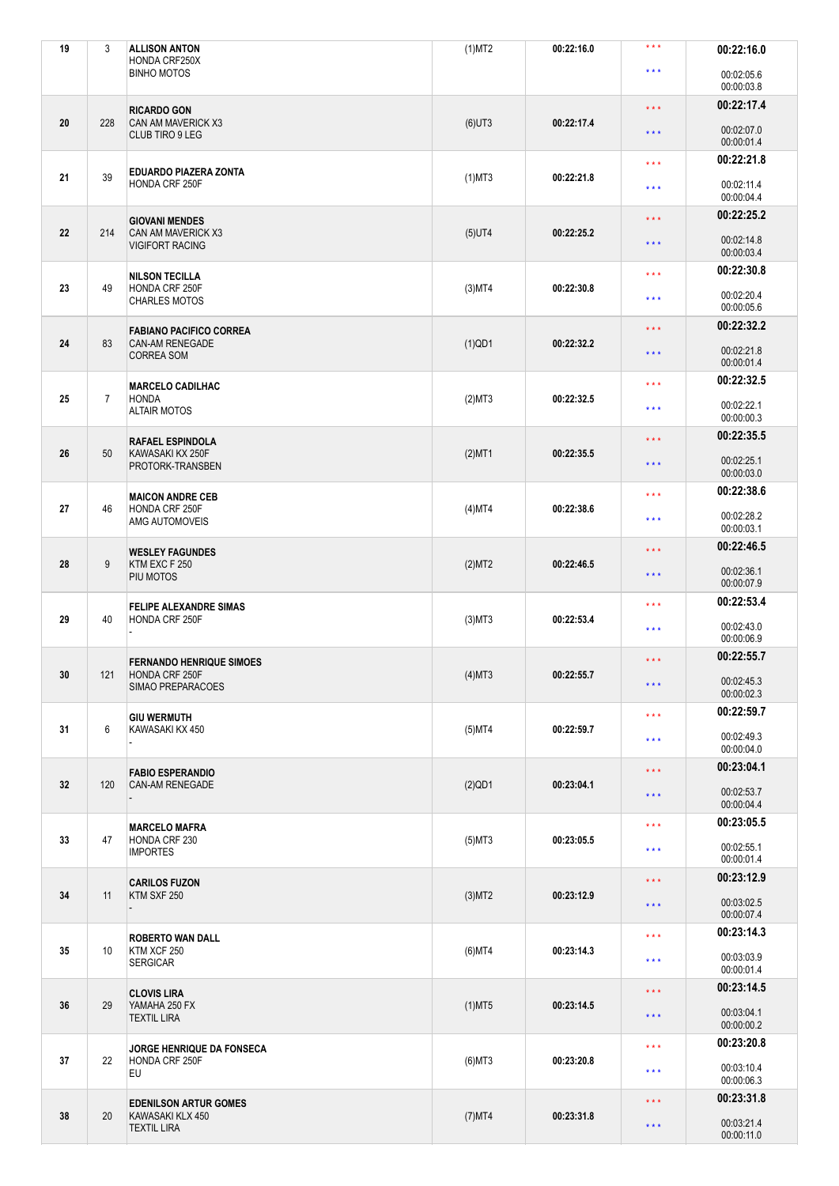| | | | | | | |
|---|---|---|---|---|---|---|
| 19 | 3 | **ALLISON ANTON**<br>HONDA CRF250X<br>BINHO MOTOS | (1)MT2 | 00:22:16.0 | \*\*\*<br>\*\*\* | **00:22:16.0**<br>00:02:05.6<br>00:00:03.8 |
| 20 | 228 | **RICARDO GON**<br>CAN AM MAVERICK X3<br>CLUB TIRO 9 LEG | (6)UT3 | 00:22:17.4 | \*\*\*<br>\*\*\* | **00:22:17.4**<br>00:02:07.0<br>00:00:01.4 |
| 21 | 39 | **EDUARDO PIAZERA ZONTA**<br>HONDA CRF 250F | (1)MT3 | 00:22:21.8 | \*\*\*<br>\*\*\* | **00:22:21.8**<br>00:02:11.4<br>00:00:04.4 |
| 22 | 214 | **GIOVANI MENDES**<br>CAN AM MAVERICK X3<br>VIGIFORT RACING | (5)UT4 | 00:22:25.2 | \*\*\*<br>\*\*\* | **00:22:25.2**<br>00:02:14.8<br>00:00:03.4 |
| 23 | 49 | **NILSON TECILLA**<br>HONDA CRF 250F<br>CHARLES MOTOS | (3)MT4 | 00:22:30.8 | \*\*\*<br>\*\*\* | **00:22:30.8**<br>00:02:20.4<br>00:00:05.6 |
| 24 | 83 | **FABIANO PACIFICO CORREA**<br>CAN-AM RENEGADE<br>CORREA SOM | (1)QD1 | 00:22:32.2 | \*\*\*<br>\*\*\* | **00:22:32.2**<br>00:02:21.8<br>00:00:01.4 |
| 25 | 7 | **MARCELO CADILHAC**<br>HONDA<br>ALTAIR MOTOS | (2)MT3 | 00:22:32.5 | \*\*\*<br>\*\*\* | **00:22:32.5**<br>00:02:22.1<br>00:00:00.3 |
| 26 | 50 | **RAFAEL ESPINDOLA**<br>KAWASAKI KX 250F<br>PROTORK-TRANSBEN | (2)MT1 | 00:22:35.5 | \*\*\*<br>\*\*\* | **00:22:35.5**<br>00:02:25.1<br>00:00:03.0 |
| 27 | 46 | **MAICON ANDRE CEB**<br>HONDA CRF 250F<br>AMG AUTOMOVEIS | (4)MT4 | 00:22:38.6 | \*\*\*<br>\*\*\* | **00:22:38.6**<br>00:02:28.2<br>00:00:03.1 |
| 28 | 9 | **WESLEY FAGUNDES**<br>KTM EXC F 250<br>PIU MOTOS | (2)MT2 | 00:22:46.5 | \*\*\*<br>\*\*\* | **00:22:46.5**<br>00:02:36.1<br>00:00:07.9 |
| 29 | 40 | **FELIPE ALEXANDRE SIMAS**<br>HONDA CRF 250F<br>- | (3)MT3 | 00:22:53.4 | \*\*\*<br>\*\*\* | **00:22:53.4**<br>00:02:43.0<br>00:00:06.9 |
| 30 | 121 | **FERNANDO HENRIQUE SIMOES**<br>HONDA CRF 250F<br>SIMAO PREPARACOES | (4)MT3 | 00:22:55.7 | \*\*\*<br>\*\*\* | **00:22:55.7**<br>00:02:45.3<br>00:00:02.3 |
| 31 | 6 | **GIU WERMUTH**<br>KAWASAKI KX 450<br>- | (5)MT4 | 00:22:59.7 | \*\*\*<br>\*\*\* | **00:22:59.7**<br>00:02:49.3<br>00:00:04.0 |
| 32 | 120 | **FABIO ESPERANDIO**<br>CAN-AM RENEGADE<br>- | (2)QD1 | 00:23:04.1 | \*\*\*<br>\*\*\* | **00:23:04.1**<br>00:02:53.7<br>00:00:04.4 |
| 33 | 47 | **MARCELO MAFRA**<br>HONDA CRF 230<br>IMPORTES | (5)MT3 | 00:23:05.5 | \*\*\*<br>\*\*\* | **00:23:05.5**<br>00:02:55.1<br>00:00:01.4 |
| 34 | 11 | **CARILOS FUZON**<br>KTM SXF 250<br>- | (3)MT2 | 00:23:12.9 | \*\*\*<br>\*\*\* | **00:23:12.9**<br>00:03:02.5<br>00:00:07.4 |
| 35 | 10 | **ROBERTO WAN DALL**<br>KTM XCF 250<br>SERGICAR | (6)MT4 | 00:23:14.3 | \*\*\*<br>\*\*\* | **00:23:14.3**<br>00:03:03.9<br>00:00:01.4 |
| 36 | 29 | **CLOVIS LIRA**<br>YAMAHA 250 FX<br>TEXTIL LIRA | (1)MT5 | 00:23:14.5 | \*\*\*<br>\*\*\* | **00:23:14.5**<br>00:03:04.1<br>00:00:00.2 |
| 37 | 22 | **JORGE HENRIQUE DA FONSECA**<br>HONDA CRF 250F<br>EU | (6)MT3 | 00:23:20.8 | \*\*\*<br>\*\*\* | **00:23:20.8**<br>00:03:10.4<br>00:00:06.3 |
| 38 | 20 | **EDENILSON ARTUR GOMES**<br>KAWASAKI KLX 450<br>TEXTIL LIRA | (7)MT4 | 00:23:31.8 | \*\*\*<br>\*\*\* | **00:23:31.8**<br>00:03:21.4<br>00:00:11.0 |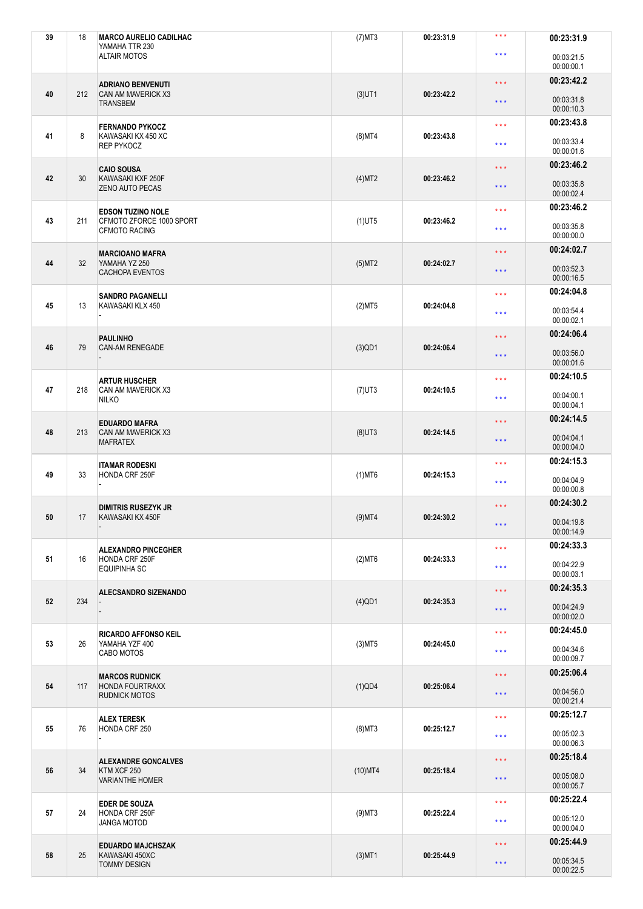| Pos | Nº | Piloto / Moto / Equipe | Cat | Tempo | | Total / Dif |
|---|---|---|---|---|---|---|
| 39 | 18 | **MARCO AURELIO CADILHAC**<br>YAMAHA TTR 230<br>ALTAIR MOTOS | (7)MT3 | 00:23:31.9 | \*\*\*<br>\*\*\* | **00:23:31.9**<br>00:03:21.5<br>00:00:00.1 |
| 40 | 212 | **ADRIANO BENVENUTI**<br>CAN AM MAVERICK X3<br>TRANSBEM | (3)UT1 | 00:23:42.2 | \*\*\*<br>\*\*\* | **00:23:42.2**<br>00:03:31.8<br>00:00:10.3 |
| 41 | 8 | **FERNANDO PYKOCZ**<br>KAWASAKI KX 450 XC<br>REP PYKOCZ | (8)MT4 | 00:23:43.8 | \*\*\*<br>\*\*\* | **00:23:43.8**<br>00:03:33.4<br>00:00:01.6 |
| 42 | 30 | **CAIO SOUSA**<br>KAWASAKI KXF 250F<br>ZENO AUTO PECAS | (4)MT2 | 00:23:46.2 | \*\*\*<br>\*\*\* | **00:23:46.2**<br>00:03:35.8<br>00:00:02.4 |
| 43 | 211 | **EDSON TUZINO NOLE**<br>CFMOTO ZFORCE 1000 SPORT<br>CFMOTO RACING | (1)UT5 | 00:23:46.2 | \*\*\*<br>\*\*\* | **00:23:46.2**<br>00:03:35.8<br>00:00:00.0 |
| 44 | 32 | **MARCIOANO MAFRA**<br>YAMAHA YZ 250<br>CACHOPA EVENTOS | (5)MT2 | 00:24:02.7 | \*\*\*<br>\*\*\* | **00:24:02.7**<br>00:03:52.3<br>00:00:16.5 |
| 45 | 13 | **SANDRO PAGANELLI**<br>KAWASAKI KLX 450<br>- | (2)MT5 | 00:24:04.8 | \*\*\*<br>\*\*\* | **00:24:04.8**<br>00:03:54.4<br>00:00:02.1 |
| 46 | 79 | **PAULINHO**<br>CAN-AM RENEGADE<br>- | (3)QD1 | 00:24:06.4 | \*\*\*<br>\*\*\* | **00:24:06.4**<br>00:03:56.0<br>00:00:01.6 |
| 47 | 218 | **ARTUR HUSCHER**<br>CAN AM MAVERICK X3<br>NILKO | (7)UT3 | 00:24:10.5 | \*\*\*<br>\*\*\* | **00:24:10.5**<br>00:04:00.1<br>00:00:04.1 |
| 48 | 213 | **EDUARDO MAFRA**<br>CAN AM MAVERICK X3<br>MAFRATEX | (8)UT3 | 00:24:14.5 | \*\*\*<br>\*\*\* | **00:24:14.5**<br>00:04:04.1<br>00:00:04.0 |
| 49 | 33 | **ITAMAR RODESKI**<br>HONDA CRF 250F<br>- | (1)MT6 | 00:24:15.3 | \*\*\*<br>\*\*\* | **00:24:15.3**<br>00:04:04.9<br>00:00:00.8 |
| 50 | 17 | **DIMITRIS RUSEZYK JR**<br>KAWASAKI KX 450F<br>- | (9)MT4 | 00:24:30.2 | \*\*\*<br>\*\*\* | **00:24:30.2**<br>00:04:19.8<br>00:00:14.9 |
| 51 | 16 | **ALEXANDRO PINCEGHER**<br>HONDA CRF 250F<br>EQUIPINHA SC | (2)MT6 | 00:24:33.3 | \*\*\*<br>\*\*\* | **00:24:33.3**<br>00:04:22.9<br>00:00:03.1 |
| 52 | 234 | **ALECSANDRO SIZENANDO**<br>-<br>- | (4)QD1 | 00:24:35.3 | \*\*\*<br>\*\*\* | **00:24:35.3**<br>00:04:24.9<br>00:00:02.0 |
| 53 | 26 | **RICARDO AFFONSO KEIL**<br>YAMAHA YZF 400<br>CABO MOTOS | (3)MT5 | 00:24:45.0 | \*\*\*<br>\*\*\* | **00:24:45.0**<br>00:04:34.6<br>00:00:09.7 |
| 54 | 117 | **MARCOS RUDNICK**<br>HONDA FOURTRAXX<br>RUDNICK MOTOS | (1)QD4 | 00:25:06.4 | \*\*\*<br>\*\*\* | **00:25:06.4**<br>00:04:56.0<br>00:00:21.4 |
| 55 | 76 | **ALEX TERESK**<br>HONDA CRF 250<br>- | (8)MT3 | 00:25:12.7 | \*\*\*<br>\*\*\* | **00:25:12.7**<br>00:05:02.3<br>00:00:06.3 |
| 56 | 34 | **ALEXANDRE GONCALVES**<br>KTM XCF 250<br>VARIANTHE HOMER | (10)MT4 | 00:25:18.4 | \*\*\*<br>\*\*\* | **00:25:18.4**<br>00:05:08.0<br>00:00:05.7 |
| 57 | 24 | **EDER DE SOUZA**<br>HONDA CRF 250F<br>JANGA MOTOD | (9)MT3 | 00:25:22.4 | \*\*\*<br>\*\*\* | **00:25:22.4**<br>00:05:12.0<br>00:00:04.0 |
| 58 | 25 | **EDUARDO MAJCHSZAK**<br>KAWASAKI 450XC<br>TOMMY DESIGN | (3)MT1 | 00:25:44.9 | \*\*\*<br>\*\*\* | **00:25:44.9**<br>00:05:34.5<br>00:00:22.5 |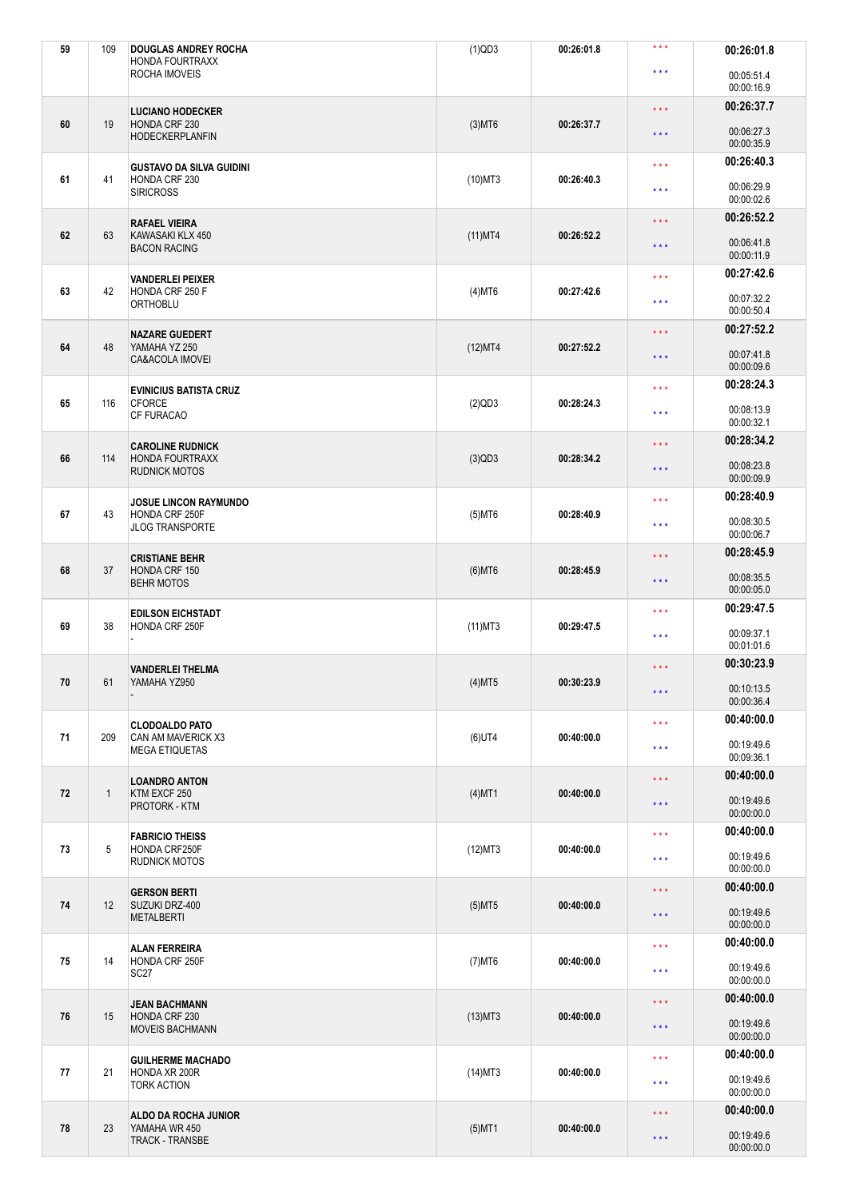| 59 | 109 | **DOUGLAS ANDREY ROCHA**<br>HONDA FOURTRAXX<br>ROCHA IMOVEIS | (1)QD3 | 00:26:01.8 | \*\*\*<br>\*\*\* | **00:26:01.8**<br>00:05:51.4<br>00:00:16.9 |
|---|---|---|---|---|---|---|
| 60 | 19 | **LUCIANO HODECKER**<br>HONDA CRF 230<br>HODECKERPLANFIN | (3)MT6 | 00:26:37.7 | \*\*\*<br>\*\*\* | **00:26:37.7**<br>00:06:27.3<br>00:00:35.9 |
| 61 | 41 | **GUSTAVO DA SILVA GUIDINI**<br>HONDA CRF 230<br>SIRICROSS | (10)MT3 | 00:26:40.3 | \*\*\*<br>\*\*\* | **00:26:40.3**<br>00:06:29.9<br>00:00:02.6 |
| 62 | 63 | **RAFAEL VIEIRA**<br>KAWASAKI KLX 450<br>BACON RACING | (11)MT4 | 00:26:52.2 | \*\*\*<br>\*\*\* | **00:26:52.2**<br>00:06:41.8<br>00:00:11.9 |
| 63 | 42 | **VANDERLEI PEIXER**<br>HONDA CRF 250 F<br>ORTHOBLU | (4)MT6 | 00:27:42.6 | \*\*\*<br>\*\*\* | **00:27:42.6**<br>00:07:32.2<br>00:00:50.4 |
| 64 | 48 | **NAZARE GUEDERT**<br>YAMAHA YZ 250<br>CA&ACOLA IMOVEI | (12)MT4 | 00:27:52.2 | \*\*\*<br>\*\*\* | **00:27:52.2**<br>00:07:41.8<br>00:00:09.6 |
| 65 | 116 | **EVINICIUS BATISTA CRUZ**<br>CFORCE<br>CF FURACAO | (2)QD3 | 00:28:24.3 | \*\*\*<br>\*\*\* | **00:28:24.3**<br>00:08:13.9<br>00:00:32.1 |
| 66 | 114 | **CAROLINE RUDNICK**<br>HONDA FOURTRAXX<br>RUDNICK MOTOS | (3)QD3 | 00:28:34.2 | \*\*\*<br>\*\*\* | **00:28:34.2**<br>00:08:23.8<br>00:00:09.9 |
| 67 | 43 | **JOSUE LINCON RAYMUNDO**<br>HONDA CRF 250F<br>JLOG TRANSPORTE | (5)MT6 | 00:28:40.9 | \*\*\*<br>\*\*\* | **00:28:40.9**<br>00:08:30.5<br>00:00:06.7 |
| 68 | 37 | **CRISTIANE BEHR**<br>HONDA CRF 150<br>BEHR MOTOS | (6)MT6 | 00:28:45.9 | \*\*\*<br>\*\*\* | **00:28:45.9**<br>00:08:35.5<br>00:00:05.0 |
| 69 | 38 | **EDILSON EICHSTADT**<br>HONDA CRF 250F<br>- | (11)MT3 | 00:29:47.5 | \*\*\*<br>\*\*\* | **00:29:47.5**<br>00:09:37.1<br>00:01:01.6 |
| 70 | 61 | **VANDERLEI THELMA**<br>YAMAHA YZ950<br>- | (4)MT5 | 00:30:23.9 | \*\*\*<br>\*\*\* | **00:30:23.9**<br>00:10:13.5<br>00:00:36.4 |
| 71 | 209 | **CLODOALDO PATO**<br>CAN AM MAVERICK X3<br>MEGA ETIQUETAS | (6)UT4 | 00:40:00.0 | \*\*\*<br>\*\*\* | **00:40:00.0**<br>00:19:49.6<br>00:09:36.1 |
| 72 | 1 | **LOANDRO ANTON**<br>KTM EXCF 250<br>PROTORK - KTM | (4)MT1 | 00:40:00.0 | \*\*\*<br>\*\*\* | **00:40:00.0**<br>00:19:49.6<br>00:00:00.0 |
| 73 | 5 | **FABRICIO THEISS**<br>HONDA CRF250F<br>RUDNICK MOTOS | (12)MT3 | 00:40:00.0 | \*\*\*<br>\*\*\* | **00:40:00.0**<br>00:19:49.6<br>00:00:00.0 |
| 74 | 12 | **GERSON BERTI**<br>SUZUKI DRZ-400<br>METALBERTI | (5)MT5 | 00:40:00.0 | \*\*\*<br>\*\*\* | **00:40:00.0**<br>00:19:49.6<br>00:00:00.0 |
| 75 | 14 | **ALAN FERREIRA**<br>HONDA CRF 250F<br>SC27 | (7)MT6 | 00:40:00.0 | \*\*\*<br>\*\*\* | **00:40:00.0**<br>00:19:49.6<br>00:00:00.0 |
| 76 | 15 | **JEAN BACHMANN**<br>HONDA CRF 230<br>MOVEIS BACHMANN | (13)MT3 | 00:40:00.0 | \*\*\*<br>\*\*\* | **00:40:00.0**<br>00:19:49.6<br>00:00:00.0 |
| 77 | 21 | **GUILHERME MACHADO**<br>HONDA XR 200R<br>TORK ACTION | (14)MT3 | 00:40:00.0 | \*\*\*<br>\*\*\* | **00:40:00.0**<br>00:19:49.6<br>00:00:00.0 |
| 78 | 23 | **ALDO DA ROCHA JUNIOR**<br>YAMAHA WR 450<br>TRACK - TRANSBE | (5)MT1 | 00:40:00.0 | \*\*\*<br>\*\*\* | **00:40:00.0**<br>00:19:49.6<br>00:00:00.0 |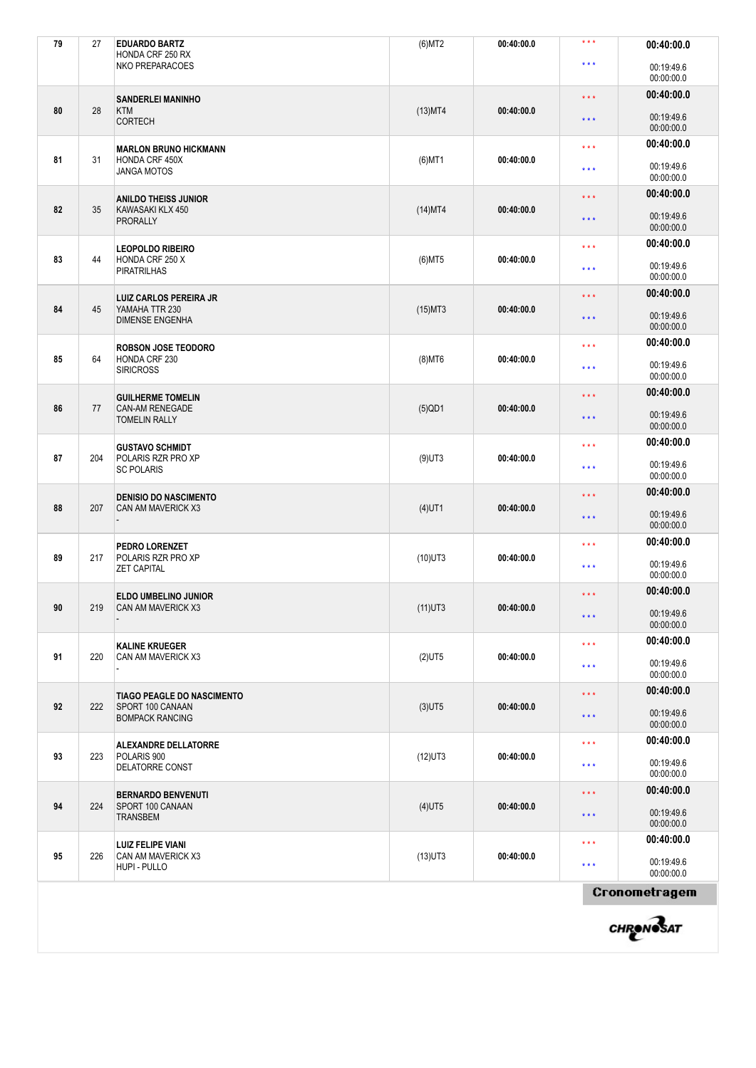| | | | | | | |
|---|---|---|---|---|---|---|
| 79 | 27 | **EDUARDO BARTZ**<br>HONDA CRF 250 RX<br>NKO PREPARACOES | (6)MT2 | 00:40:00.0 | \*\*\*<br>\*\*\* | **00:40:00.0**<br>00:19:49.6<br>00:00:00.0 |
| 80 | 28 | **SANDERLEI MANINHO**<br>KTM<br>CORTECH | (13)MT4 | 00:40:00.0 | \*\*\*<br>\*\*\* | **00:40:00.0**<br>00:19:49.6<br>00:00:00.0 |
| 81 | 31 | **MARLON BRUNO HICKMANN**<br>HONDA CRF 450X<br>JANGA MOTOS | (6)MT1 | 00:40:00.0 | \*\*\*<br>\*\*\* | **00:40:00.0**<br>00:19:49.6<br>00:00:00.0 |
| 82 | 35 | **ANILDO THEISS JUNIOR**<br>KAWASAKI KLX 450<br>PRORALLY | (14)MT4 | 00:40:00.0 | \*\*\*<br>\*\*\* | **00:40:00.0**<br>00:19:49.6<br>00:00:00.0 |
| 83 | 44 | **LEOPOLDO RIBEIRO**<br>HONDA CRF 250 X<br>PIRATRILHAS | (6)MT5 | 00:40:00.0 | \*\*\*<br>\*\*\* | **00:40:00.0**<br>00:19:49.6<br>00:00:00.0 |
| 84 | 45 | **LUIZ CARLOS PEREIRA JR**<br>YAMAHA TTR 230<br>DIMENSE ENGENHA | (15)MT3 | 00:40:00.0 | \*\*\*<br>\*\*\* | **00:40:00.0**<br>00:19:49.6<br>00:00:00.0 |
| 85 | 64 | **ROBSON JOSE TEODORO**<br>HONDA CRF 230<br>SIRICROSS | (8)MT6 | 00:40:00.0 | \*\*\*<br>\*\*\* | **00:40:00.0**<br>00:19:49.6<br>00:00:00.0 |
| 86 | 77 | **GUILHERME TOMELIN**<br>CAN-AM RENEGADE<br>TOMELIN RALLY | (5)QD1 | 00:40:00.0 | \*\*\*<br>\*\*\* | **00:40:00.0**<br>00:19:49.6<br>00:00:00.0 |
| 87 | 204 | **GUSTAVO SCHMIDT**<br>POLARIS RZR PRO XP<br>SC POLARIS | (9)UT3 | 00:40:00.0 | \*\*\*<br>\*\*\* | **00:40:00.0**<br>00:19:49.6<br>00:00:00.0 |
| 88 | 207 | **DENISIO DO NASCIMENTO**<br>CAN AM MAVERICK X3<br>- | (4)UT1 | 00:40:00.0 | \*\*\*<br>\*\*\* | **00:40:00.0**<br>00:19:49.6<br>00:00:00.0 |
| 89 | 217 | **PEDRO LORENZET**<br>POLARIS RZR PRO XP<br>ZET CAPITAL | (10)UT3 | 00:40:00.0 | \*\*\*<br>\*\*\* | **00:40:00.0**<br>00:19:49.6<br>00:00:00.0 |
| 90 | 219 | **ELDO UMBELINO JUNIOR**<br>CAN AM MAVERICK X3<br>- | (11)UT3 | 00:40:00.0 | \*\*\*<br>\*\*\* | **00:40:00.0**<br>00:19:49.6<br>00:00:00.0 |
| 91 | 220 | **KALINE KRUEGER**<br>CAN AM MAVERICK X3<br>- | (2)UT5 | 00:40:00.0 | \*\*\*<br>\*\*\* | **00:40:00.0**<br>00:19:49.6<br>00:00:00.0 |
| 92 | 222 | **TIAGO PEAGLE DO NASCIMENTO**<br>SPORT 100 CANAAN<br>BOMPACK RANCING | (3)UT5 | 00:40:00.0 | \*\*\*<br>\*\*\* | **00:40:00.0**<br>00:19:49.6<br>00:00:00.0 |
| 93 | 223 | **ALEXANDRE DELLATORRE**<br>POLARIS 900<br>DELATORRE CONST | (12)UT3 | 00:40:00.0 | \*\*\*<br>\*\*\* | **00:40:00.0**<br>00:19:49.6<br>00:00:00.0 |
| 94 | 224 | **BERNARDO BENVENUTI**<br>SPORT 100 CANAAN<br>TRANSBEM | (4)UT5 | 00:40:00.0 | \*\*\*<br>\*\*\* | **00:40:00.0**<br>00:19:49.6<br>00:00:00.0 |
| 95 | 226 | **LUIZ FELIPE VIANI**<br>CAN AM MAVERICK X3<br>HUPI - PULLO | (13)UT3 | 00:40:00.0 | \*\*\*<br>\*\*\* | **00:40:00.0**<br>00:19:49.6<br>00:00:00.0 |

**Cronometragem**

CHRONOSAT